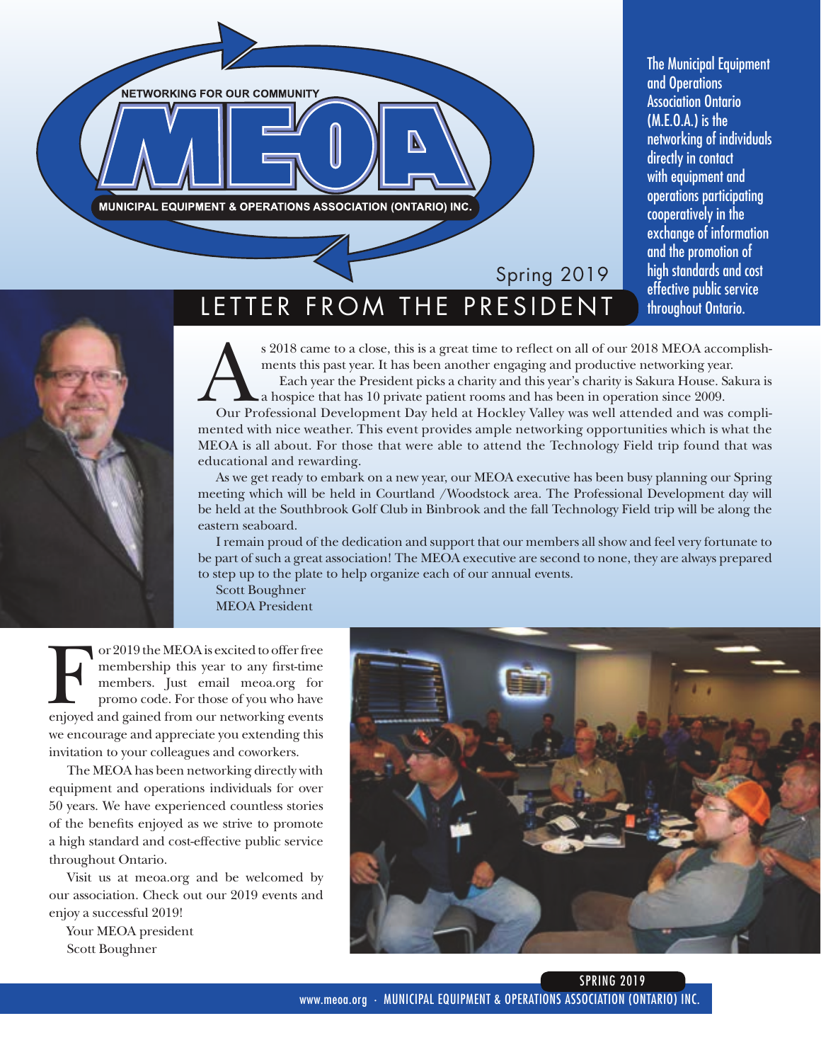NETWORKING FOR OUR COMMUNITY

# MEOA

MUNICIPAL EQUIPMENT & OPERATIONS ASSOCIATION (ONTARIO) INC.

Spring 2019

The Municipal Equipment and Operations Association Ontario (M.E.O.A.) is the networking of individuals directly in contact with equipment and operations participating cooperatively in the exchange of information and the promotion of high standards and cost effective public service throughout Ontario.

## LETTER FROM THE PRESIDENT

As 2018 came to a close, this is a great time to reflect on all of our 2018 MEOA accomplishments this past year. It has been another engaging and productive networking year.

Each year the President picks a charity and this year's charity is Sakura House. Sakura is a hospice that has 10 private patient rooms and has been in operation since 2009.

Our Professional Development Day held at Hockley Valley was well attended and was complimented with nice weather. This event provides ample networking opportunities which is what the MEOA is all about. For those that were able to attend the Technology Field trip found that was educational and rewarding.

As we get ready to embark on a new year, our MEOA executive has been busy planning our Spring meeting which will be held in Courtland /Woodstock area. The Professional Development day will be held at the Southbrook Golf Club in Binbrook and the fall Technology Field trip will be along the eastern seaboard.

I remain proud of the dedication and support that our members all show and feel very fortunate to be part of such a great association! The MEOA executive are second to none, they are always prepared to step up to the plate to help organize each of our annual events.

Scott Boughner
MEOA President

For 2019 the MEOA is excited to offer free membership this year to any first-time members. Just email meoa.org for promo code. For those of you who have enjoyed and gained from our networking events we encourage and appreciate you extending this invitation to your colleagues and coworkers.

The MEOA has been networking directly with equipment and operations individuals for over 50 years. We have experienced countless stories of the benefits enjoyed as we strive to promote a high standard and cost-effective public service throughout Ontario.

Visit us at meoa.org and be welcomed by our association. Check out our 2019 events and enjoy a successful 2019!

Your MEOA president
Scott Boughner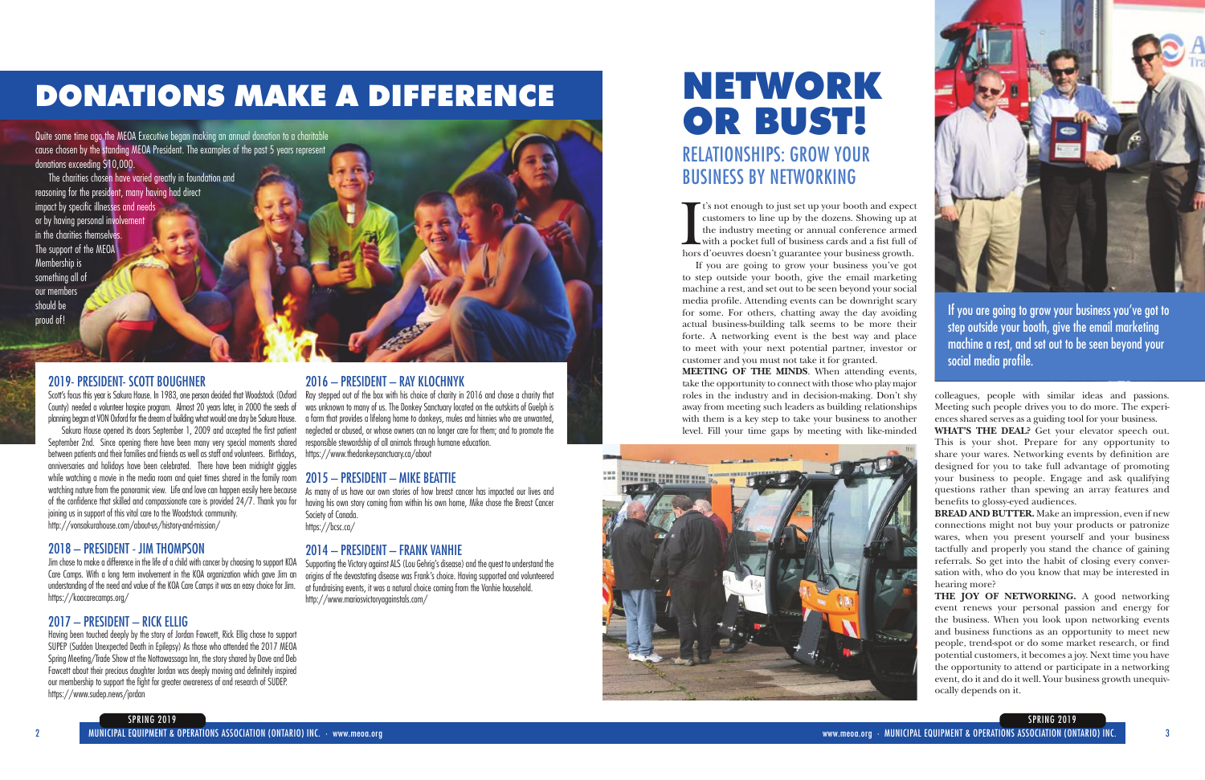# DONATIONS MAKE A DIFFERENCE

Quite some time ago the MEOA Executive began making an annual donation to a charitable cause chosen by the standing MEOA President. The examples of the past 5 years represent donations exceeding $10,000.

The charities chosen have varied greatly in foundation and reasoning for the president, many having had direct impact by specific illnesses and needs or by having personal involvement in the charities themselves. The support of the MEOA Membership is something all of our members should be proud of!

## 2019- PRESIDENT- SCOTT BOUGHNER

Scott's focus this year is Sakura House. In 1983, one person decided that Woodstock (Oxford County) needed a volunteer hospice program. Almost 20 years later, in 2000 the seeds of planning began at VON Oxford for the dream of building what would one day be Sakura House.

Sakura House opened its doors September 1, 2009 and accepted the first patient September 2nd. Since opening there have been many very special moments shared between patients and their families and friends as well as staff and volunteers. Birthdays, anniversaries and holidays have been celebrated. There have been midnight giggles while watching a movie in the media room and quiet times shared in the family room watching nature from the panoramic view. Life and love can happen easily here because of the confidence that skilled and compassionate care is provided 24/7. Thank you for joining us in support of this vital care to the Woodstock community.

http://vonsakurahouse.com/about-us/history-and-mission/

## 2018 – PRESIDENT - JIM THOMPSON

Jim chose to make a difference in the life of a child with cancer by choosing to support KOA Care Camps. With a long term involvement in the KOA organization which gave Jim an understanding of the need and value of the KOA Care Camps it was an easy choice for Jim.

https://koacarecamps.org/

## 2017 – PRESIDENT – RICK ELLIG

Having been touched deeply by the story of Jordan Fawcett, Rick Ellig chose to support SUPEP (Sudden Unexpected Death in Epilepsy) As those who attended the 2017 MEOA Spring Meeting/Trade Show at the Nottawassaga Inn, the story shared by Dave and Deb Fawcett about their precious daughter Jordan was deeply moving and definitely inspired our membership to support the fight for greater awareness of and research of SUDEP.

https://www.sudep.news/jordan

## 2016 – PRESIDENT – RAY KLOCHNYK

Ray stepped out of the box with his choice of charity in 2016 and chose a charity that was unknown to many of us. The Donkey Sanctuary located on the outskirts of Guelph is a farm that provides a lifelong home to donkeys, mules and hinnies who are unwanted, neglected or abused, or whose owners can no longer care for them; and to promote the responsible stewardship of all animals through humane education.

https://www.thedonkeysanctuary.ca/about

## 2015 – PRESIDENT – MIKE BEATTIE

As many of us have our own stories of how breast cancer has impacted our lives and having his own story coming from within his own home, Mike chose the Breast Cancer Society of Canada.

https://bcsc.ca/

## 2014 – PRESIDENT – FRANK VANHIE

Supporting the Victory against ALS (Lou Gehrig's disease) and the quest to understand the origins of the devastating disease was Frank's choice. Having supported and volunteered at fundraising events, it was a natural choice coming from the Vanhie household.

http://www.mariosvictoryagainstals.com/

# NETWORK OR BUST!

## RELATIONSHIPS: GROW YOUR BUSINESS BY NETWORKING

It's not enough to just set up your booth and expect customers to line up by the dozens. Showing up at the industry meeting or annual conference armed with a pocket full of business cards and a fist full of hors d'oeuvres doesn't guarantee your business growth.

If you are going to grow your business you've got to step outside your booth, give the email marketing machine a rest, and set out to be seen beyond your social media profile. Attending events can be downright scary for some. For others, chatting away the day avoiding actual business-building talk seems to be more their forte. A networking event is the best way and place to meet with your next potential partner, investor or customer and you must not take it for granted.

**MEETING OF THE MINDS**. When attending events, take the opportunity to connect with those who play major roles in the industry and in decision-making. Don't shy away from meeting such leaders as building relationships with them is a key step to take your business to another level. Fill your time gaps by meeting with like-minded colleagues, people with similar ideas and passions. Meeting such people drives you to do more. The experiences shared serves as a guiding tool for your business.

**WHAT'S THE DEAL?** Get your elevator speech out. This is your shot. Prepare for any opportunity to share your wares. Networking events by definition are designed for you to take full advantage of promoting your business to people. Engage and ask qualifying questions rather than spewing an array features and benefits to glossy-eyed audiences.

**BREAD AND BUTTER.** Make an impression, even if new connections might not buy your products or patronize wares, when you present yourself and your business tactfully and properly you stand the chance of gaining referrals. So get into the habit of closing every conversation with, who do you know that may be interested in hearing more?

**THE JOY OF NETWORKING.** A good networking event renews your personal passion and energy for the business. When you look upon networking events and business functions as an opportunity to meet new people, trend-spot or do some market research, or find potential customers, it becomes a joy. Next time you have the opportunity to attend or participate in a networking event, do it and do it well. Your business growth unequivocally depends on it.

If you are going to grow your business you've got to step outside your booth, give the email marketing machine a rest, and set out to be seen beyond your social media profile.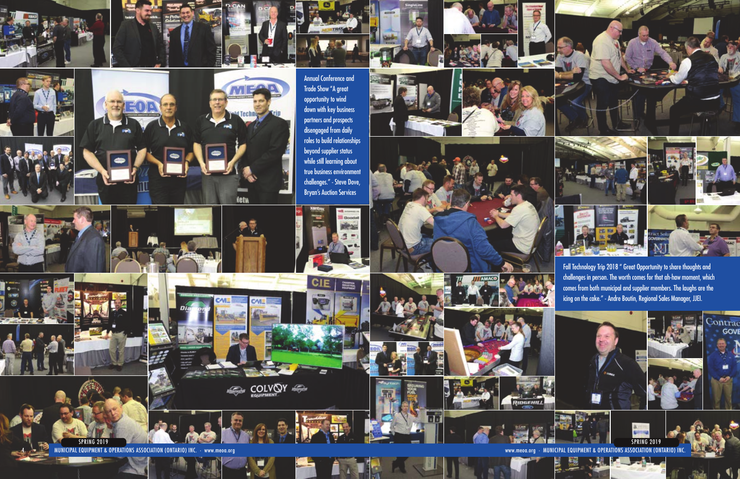Annual Conference and Trade Show "A great opportunity to wind down with key business partners and prospects disengaged from daily roles to build relationships beyond supplier status while still learning about true business environment challenges." - Steve Dove, Bryan's Auction Services

Fall Technology Trip 2018 " Great Opportunity to share thoughts and challenges in person. The worth comes for that ah-haw moment, which comes from both municipal and supplier members. The laughs are the icing on the cake." - Andre Boutin, Regional Sales Manager, JJEI.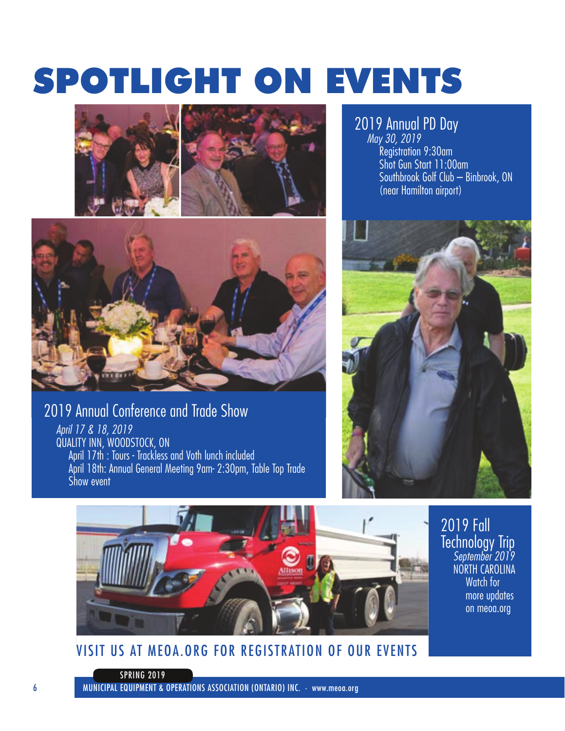# SPOTLIGHT ON EVENTS

## 2019 Annual PD Day

*May 30, 2019*

Registration 9:30am
Shot Gun Start 11:00am
Southbrook Golf Club – Binbrook, ON
(near Hamilton airport)

## 2019 Annual Conference and Trade Show

*April 17 & 18, 2019*

QUALITY INN, WOODSTOCK, ON

April 17th : Tours - Trackless and Voth lunch included
April 18th: Annual General Meeting 9am- 2:30pm, Table Top Trade Show event

## 2019 Fall Technology Trip

*September 2019*

NORTH CAROLINA

Watch for more updates on meoa.org

VISIT US AT MEOA.ORG FOR REGISTRATION OF OUR EVENTS